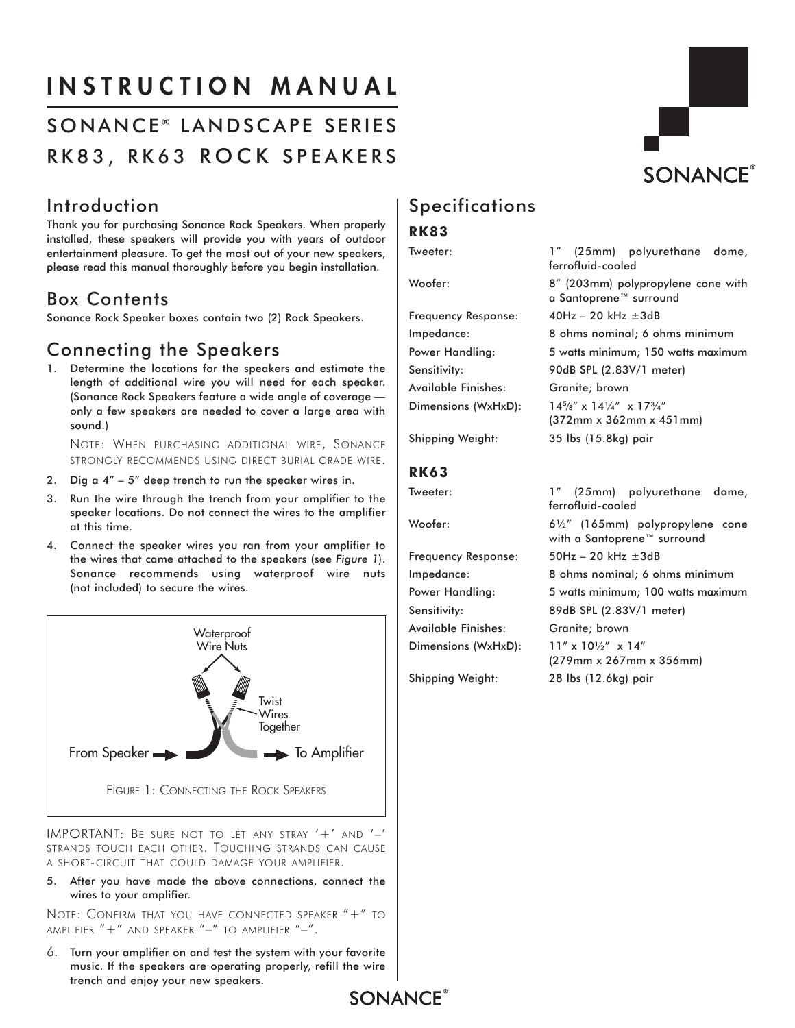# INSTRUCTION MANUAL

## SONANCE® LANDSCAPE SERIES
## RK83, RK63 ROCK SPEAKERS

## Introduction

Thank you for purchasing Sonance Rock Speakers. When properly installed, these speakers will provide you with years of outdoor entertainment pleasure. To get the most out of your new speakers, please read this manual thoroughly before you begin installation.

## Box Contents

Sonance Rock Speaker boxes contain two (2) Rock Speakers.

## Connecting the Speakers

1. Determine the locations for the speakers and estimate the length of additional wire you will need for each speaker. (Sonance Rock Speakers feature a wide angle of coverage — only a few speakers are needed to cover a large area with sound.)

   NOTE: WHEN PURCHASING ADDITIONAL WIRE, SONANCE STRONGLY RECOMMENDS USING DIRECT BURIAL GRADE WIRE.

2. Dig a 4" – 5" deep trench to run the speaker wires in.
3. Run the wire through the trench from your amplifier to the speaker locations. Do not connect the wires to the amplifier at this time.
4. Connect the speaker wires you ran from your amplifier to the wires that came attached to the speakers (see *Figure 1*). Sonance recommends using waterproof wire nuts (not included) to secure the wires.

Waterproof Wire Nuts
Twist Wires Together
From Speaker → To Amplifier

FIGURE 1: CONNECTING THE ROCK SPEAKERS

IMPORTANT: BE SURE NOT TO LET ANY STRAY '+' AND '–' STRANDS TOUCH EACH OTHER. TOUCHING STRANDS CAN CAUSE A SHORT-CIRCUIT THAT COULD DAMAGE YOUR AMPLIFIER.

5. After you have made the above connections, connect the wires to your amplifier.

NOTE: CONFIRM THAT YOU HAVE CONNECTED SPEAKER "+" TO AMPLIFIER "+" AND SPEAKER "–" TO AMPLIFIER "–".

6. Turn your amplifier on and test the system with your favorite music. If the speakers are operating properly, refill the wire trench and enjoy your new speakers.

## Specifications

### RK83

| | |
|---|---|
| Tweeter: | 1" (25mm) polyurethane dome, ferrofluid-cooled |
| Woofer: | 8" (203mm) polypropylene cone with a Santoprene™ surround |
| Frequency Response: | 40Hz – 20 kHz ±3dB |
| Impedance: | 8 ohms nominal; 6 ohms minimum |
| Power Handling: | 5 watts minimum; 150 watts maximum |
| Sensitivity: | 90dB SPL (2.83V/1 meter) |
| Available Finishes: | Granite; brown |
| Dimensions (WxHxD): | 14⅝" x 14¼" x 17¾" (372mm x 362mm x 451mm) |
| Shipping Weight: | 35 lbs (15.8kg) pair |

### RK63

| | |
|---|---|
| Tweeter: | 1" (25mm) polyurethane dome, ferrofluid-cooled |
| Woofer: | 6½" (165mm) polypropylene cone with a Santoprene™ surround |
| Frequency Response: | 50Hz – 20 kHz ±3dB |
| Impedance: | 8 ohms nominal; 6 ohms minimum |
| Power Handling: | 5 watts minimum; 100 watts maximum |
| Sensitivity: | 89dB SPL (2.83V/1 meter) |
| Available Finishes: | Granite; brown |
| Dimensions (WxHxD): | 11" x 10½" x 14" (279mm x 267mm x 356mm) |
| Shipping Weight: | 28 lbs (12.6kg) pair |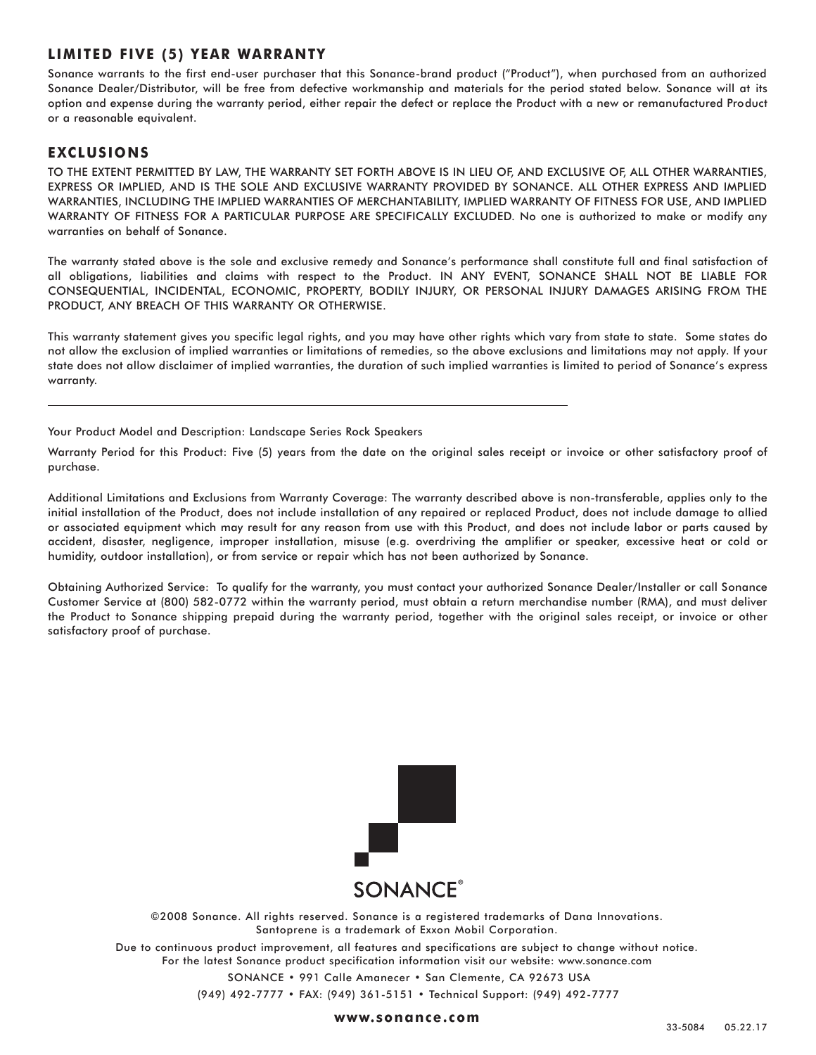## LIMITED FIVE (5) YEAR WARRANTY

Sonance warrants to the first end-user purchaser that this Sonance-brand product ("Product"), when purchased from an authorized Sonance Dealer/Distributor, will be free from defective workmanship and materials for the period stated below. Sonance will at its option and expense during the warranty period, either repair the defect or replace the Product with a new or remanufactured Product or a reasonable equivalent.

## EXCLUSIONS

TO THE EXTENT PERMITTED BY LAW, THE WARRANTY SET FORTH ABOVE IS IN LIEU OF, AND EXCLUSIVE OF, ALL OTHER WARRANTIES, EXPRESS OR IMPLIED, AND IS THE SOLE AND EXCLUSIVE WARRANTY PROVIDED BY SONANCE. ALL OTHER EXPRESS AND IMPLIED WARRANTIES, INCLUDING THE IMPLIED WARRANTIES OF MERCHANTABILITY, IMPLIED WARRANTY OF FITNESS FOR USE, AND IMPLIED WARRANTY OF FITNESS FOR A PARTICULAR PURPOSE ARE SPECIFICALLY EXCLUDED. No one is authorized to make or modify any warranties on behalf of Sonance.

The warranty stated above is the sole and exclusive remedy and Sonance's performance shall constitute full and final satisfaction of all obligations, liabilities and claims with respect to the Product. IN ANY EVENT, SONANCE SHALL NOT BE LIABLE FOR CONSEQUENTIAL, INCIDENTAL, ECONOMIC, PROPERTY, BODILY INJURY, OR PERSONAL INJURY DAMAGES ARISING FROM THE PRODUCT, ANY BREACH OF THIS WARRANTY OR OTHERWISE.

This warranty statement gives you specific legal rights, and you may have other rights which vary from state to state. Some states do not allow the exclusion of implied warranties or limitations of remedies, so the above exclusions and limitations may not apply. If your state does not allow disclaimer of implied warranties, the duration of such implied warranties is limited to period of Sonance's express warranty.

---

Your Product Model and Description: Landscape Series Rock Speakers

Warranty Period for this Product: Five (5) years from the date on the original sales receipt or invoice or other satisfactory proof of purchase.

Additional Limitations and Exclusions from Warranty Coverage: The warranty described above is non-transferable, applies only to the initial installation of the Product, does not include installation of any repaired or replaced Product, does not include damage to allied or associated equipment which may result for any reason from use with this Product, and does not include labor or parts caused by accident, disaster, negligence, improper installation, misuse (e.g. overdriving the amplifier or speaker, excessive heat or cold or humidity, outdoor installation), or from service or repair which has not been authorized by Sonance.

Obtaining Authorized Service: To qualify for the warranty, you must contact your authorized Sonance Dealer/Installer or call Sonance Customer Service at (800) 582-0772 within the warranty period, must obtain a return merchandise number (RMA), and must deliver the Product to Sonance shipping prepaid during the warranty period, together with the original sales receipt, or invoice or other satisfactory proof of purchase.

SONANCE®

©2008 Sonance. All rights reserved. Sonance is a registered trademarks of Dana Innovations.
Santoprene is a trademark of Exxon Mobil Corporation.

Due to continuous product improvement, all features and specifications are subject to change without notice.
For the latest Sonance product specification information visit our website: www.sonance.com

SONANCE • 991 Calle Amanecer • San Clemente, CA 92673 USA

(949) 492-7777 • FAX: (949) 361-5151 • Technical Support: (949) 492-7777

**www.sonance.com**

33-5084 05.22.17